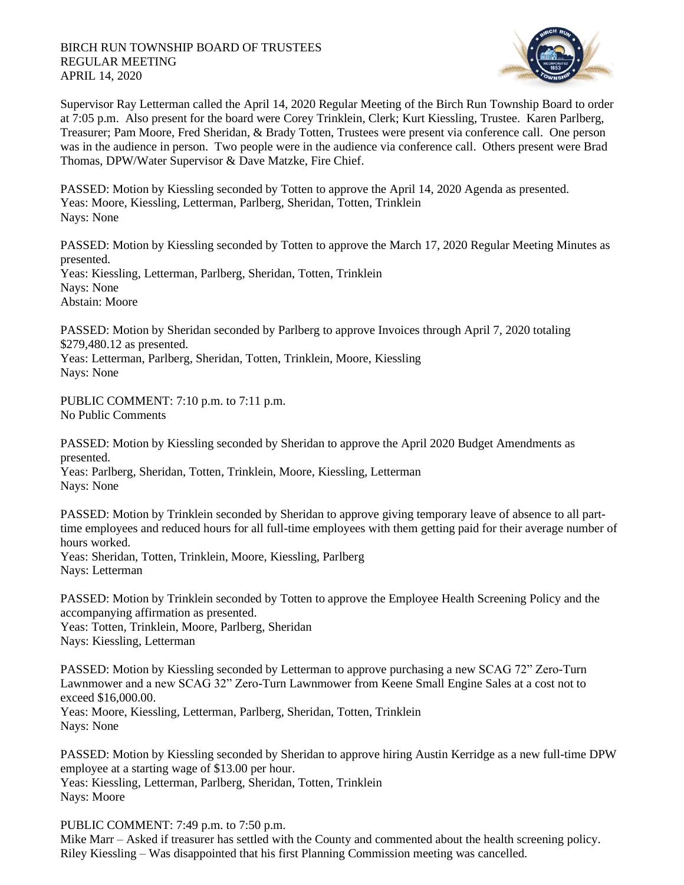BIRCH RUN TOWNSHIP BOARD OF TRUSTEES
REGULAR MEETING
APRIL 14, 2020

Supervisor Ray Letterman called the April 14, 2020 Regular Meeting of the Birch Run Township Board to order at 7:05 p.m. Also present for the board were Corey Trinklein, Clerk; Kurt Kiessling, Trustee. Karen Parlberg, Treasurer; Pam Moore, Fred Sheridan, & Brady Totten, Trustees were present via conference call. One person was in the audience in person. Two people were in the audience via conference call. Others present were Brad Thomas, DPW/Water Supervisor & Dave Matzke, Fire Chief.

PASSED: Motion by Kiessling seconded by Totten to approve the April 14, 2020 Agenda as presented.
Yeas: Moore, Kiessling, Letterman, Parlberg, Sheridan, Totten, Trinklein
Nays: None

PASSED: Motion by Kiessling seconded by Totten to approve the March 17, 2020 Regular Meeting Minutes as presented.
Yeas: Kiessling, Letterman, Parlberg, Sheridan, Totten, Trinklein
Nays: None
Abstain: Moore

PASSED: Motion by Sheridan seconded by Parlberg to approve Invoices through April 7, 2020 totaling $279,480.12 as presented.
Yeas: Letterman, Parlberg, Sheridan, Totten, Trinklein, Moore, Kiessling
Nays: None

PUBLIC COMMENT: 7:10 p.m. to 7:11 p.m.
No Public Comments

PASSED: Motion by Kiessling seconded by Sheridan to approve the April 2020 Budget Amendments as presented.
Yeas: Parlberg, Sheridan, Totten, Trinklein, Moore, Kiessling, Letterman
Nays: None

PASSED: Motion by Trinklein seconded by Sheridan to approve giving temporary leave of absence to all part-time employees and reduced hours for all full-time employees with them getting paid for their average number of hours worked.
Yeas: Sheridan, Totten, Trinklein, Moore, Kiessling, Parlberg
Nays: Letterman

PASSED: Motion by Trinklein seconded by Totten to approve the Employee Health Screening Policy and the accompanying affirmation as presented.
Yeas: Totten, Trinklein, Moore, Parlberg, Sheridan
Nays: Kiessling, Letterman

PASSED: Motion by Kiessling seconded by Letterman to approve purchasing a new SCAG 72" Zero-Turn Lawnmower and a new SCAG 32" Zero-Turn Lawnmower from Keene Small Engine Sales at a cost not to exceed $16,000.00.
Yeas: Moore, Kiessling, Letterman, Parlberg, Sheridan, Totten, Trinklein
Nays: None

PASSED: Motion by Kiessling seconded by Sheridan to approve hiring Austin Kerridge as a new full-time DPW employee at a starting wage of $13.00 per hour.
Yeas: Kiessling, Letterman, Parlberg, Sheridan, Totten, Trinklein
Nays: Moore

PUBLIC COMMENT: 7:49 p.m. to 7:50 p.m.
Mike Marr – Asked if treasurer has settled with the County and commented about the health screening policy.
Riley Kiessling – Was disappointed that his first Planning Commission meeting was cancelled.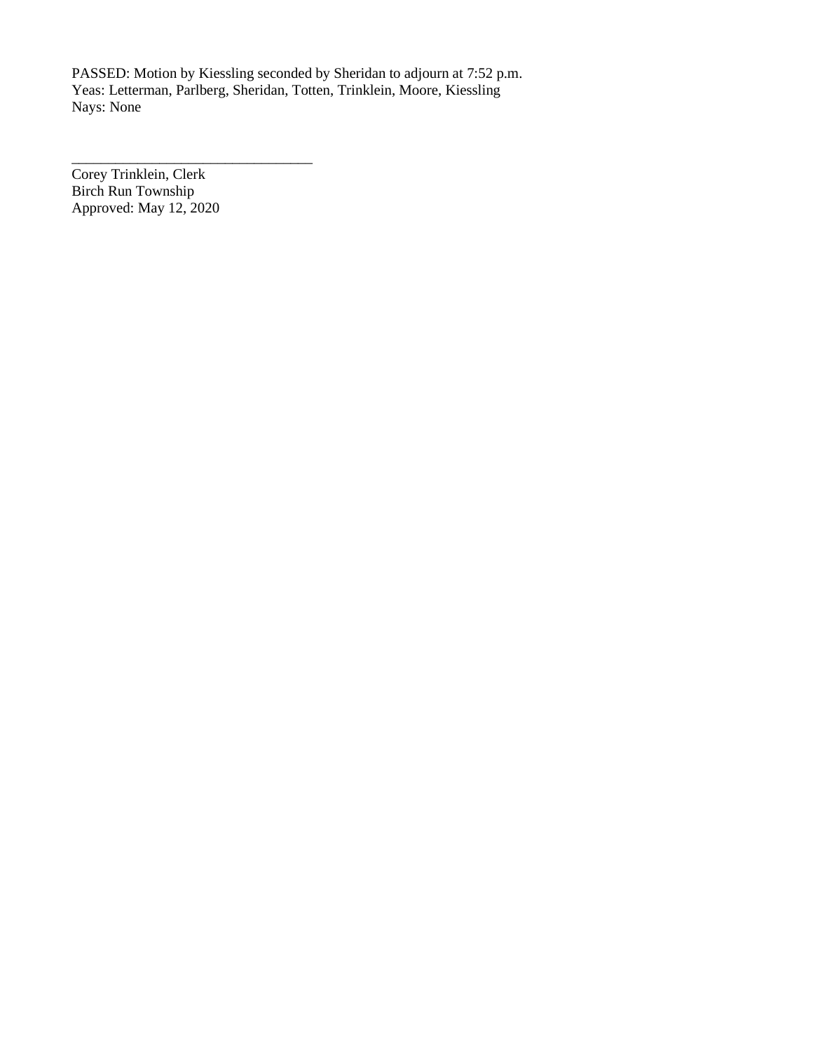PASSED: Motion by Kiessling seconded by Sheridan to adjourn at 7:52 p.m.
Yeas: Letterman, Parlberg, Sheridan, Totten, Trinklein, Moore, Kiessling
Nays: None

_________________________________
Corey Trinklein, Clerk
Birch Run Township
Approved: May 12, 2020